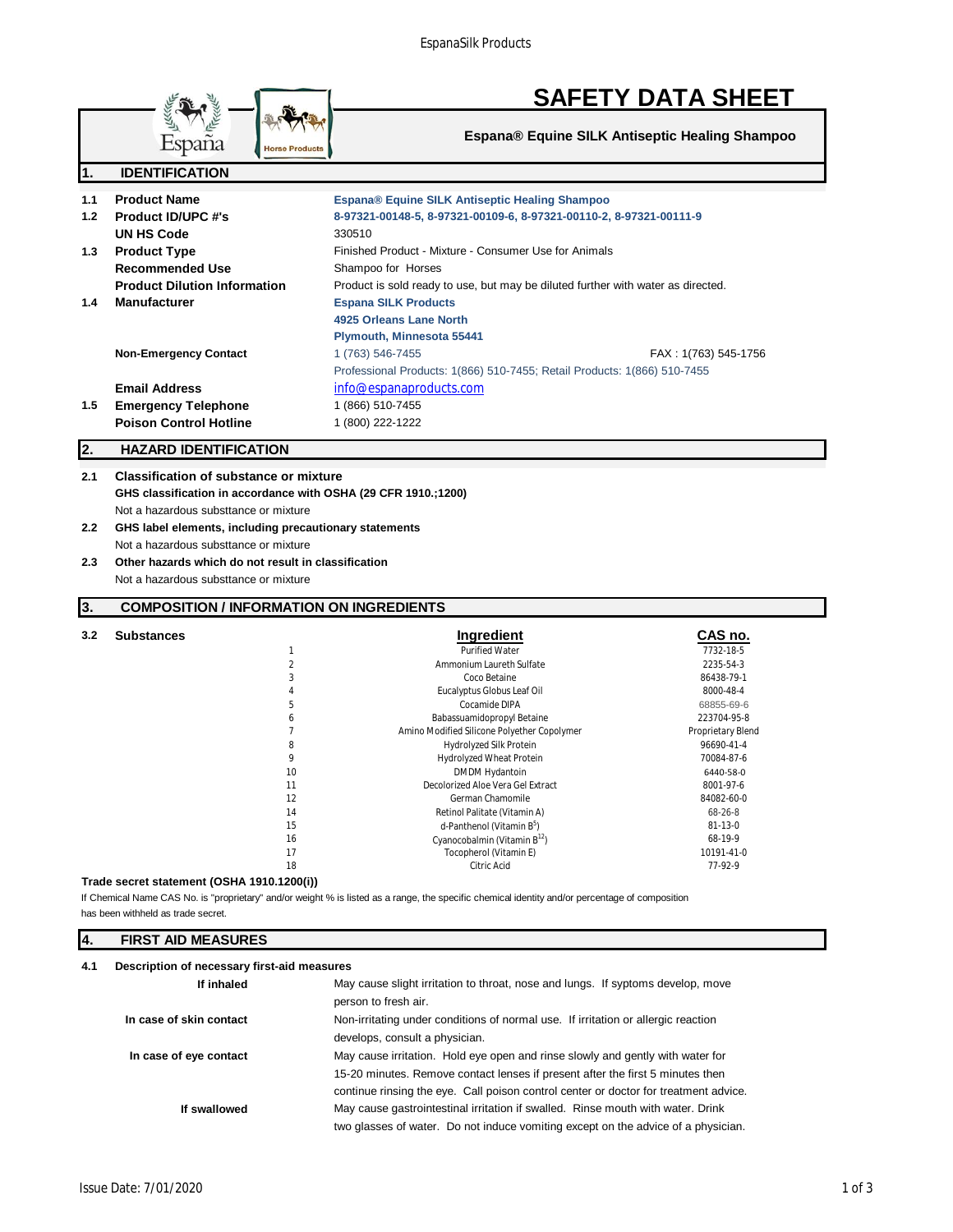# SAFETY DATA SHEET

**Espana® Equine SILK Antiseptic Healing Shampoo**

## 1. IDENTIFICATION

| | | |
|---|---|---|
| **1.1** | **Product Name** | **Espana® Equine SILK Antiseptic Healing Shampoo** |
| **1.2** | **Product ID/UPC #'s** | **8-97321-00148-5, 8-97321-00109-6, 8-97321-00110-2, 8-97321-00111-9** |
| | **UN HS Code** | 330510 |
| **1.3** | **Product Type** | Finished Product - Mixture - Consumer Use for Animals |
| | **Recommended Use** | Shampoo for Horses |
| | **Product Dilution Information** | Product is sold ready to use, but may be diluted further with water as directed. |
| **1.4** | **Manufacturer** | **Espana SILK Products**<br>**4925 Orleans Lane North**<br>**Plymouth, Minnesota 55441** |
| | **Non-Emergency Contact** | 1 (763) 546-7455 FAX : 1(763) 545-1756<br>Professional Products: 1(866) 510-7455; Retail Products: 1(866) 510-7455 |
| | **Email Address** | info@espanaproducts.com |
| **1.5** | **Emergency Telephone** | 1 (866) 510-7455 |
| | **Poison Control Hotline** | 1 (800) 222-1222 |

## 2. HAZARD IDENTIFICATION

**2.1 Classification of substance or mixture**

**GHS classification in accordance with OSHA (29 CFR 1910.;1200)**

Not a hazardous substtance or mixture

**2.2 GHS label elements, including precautionary statements**

Not a hazardous substtance or mixture

**2.3 Other hazards which do not result in classification**

Not a hazardous substtance or mixture

## 3. COMPOSITION / INFORMATION ON INGREDIENTS

**3.2 Substances**

| | Ingredient | CAS no. |
|---|---|---|
| 1 | Purified Water | 7732-18-5 |
| 2 | Ammonium Laureth Sulfate | 2235-54-3 |
| 3 | Coco Betaine | 86438-79-1 |
| 4 | Eucalyptus Globus Leaf Oil | 8000-48-4 |
| 5 | Cocamide DIPA | 68855-69-6 |
| 6 | Babassuamidopropyl Betaine | 223704-95-8 |
| 7 | Amino Modified Silicone Polyether Copolymer | Proprietary Blend |
| 8 | Hydrolyzed Silk Protein | 96690-41-4 |
| 9 | Hydrolyzed Wheat Protein | 70084-87-6 |
| 10 | DMDM Hydantoin | 6440-58-0 |
| 11 | Decolorized Aloe Vera Gel Extract | 8001-97-6 |
| 12 | German Chamomile | 84082-60-0 |
| 14 | Retinol Palitate (Vitamin A) | 68-26-8 |
| 15 | d-Panthenol (Vitamin $B^5$) | 81-13-0 |
| 16 | Cyanocobalmin (Vitamin $B^{12}$) | 68-19-9 |
| 17 | Tocopherol (Vitamin E) | 10191-41-0 |
| 18 | Citric Acid | 77-92-9 |

**Trade secret statement (OSHA 1910.1200(i))**

If Chemical Name CAS No. is "proprietary" and/or weight % is listed as a range, the specific chemical identity and/or percentage of composition has been withheld as trade secret.

## 4. FIRST AID MEASURES

**4.1 Description of necessary first-aid measures**

| | |
|---|---|
| **If inhaled** | May cause slight irritation to throat, nose and lungs. If syptoms develop, move person to fresh air. |
| **In case of skin contact** | Non-irritating under conditions of normal use. If irritation or allergic reaction develops, consult a physician. |
| **In case of eye contact** | May cause irritation. Hold eye open and rinse slowly and gently with water for 15-20 minutes. Remove contact lenses if present after the first 5 minutes then continue rinsing the eye. Call poison control center or doctor for treatment advice. |
| **If swallowed** | May cause gastrointestinal irritation if swalled. Rinse mouth with water. Drink two glasses of water. Do not induce vomiting except on the advice of a physician. |

Issue Date: 7/01/2020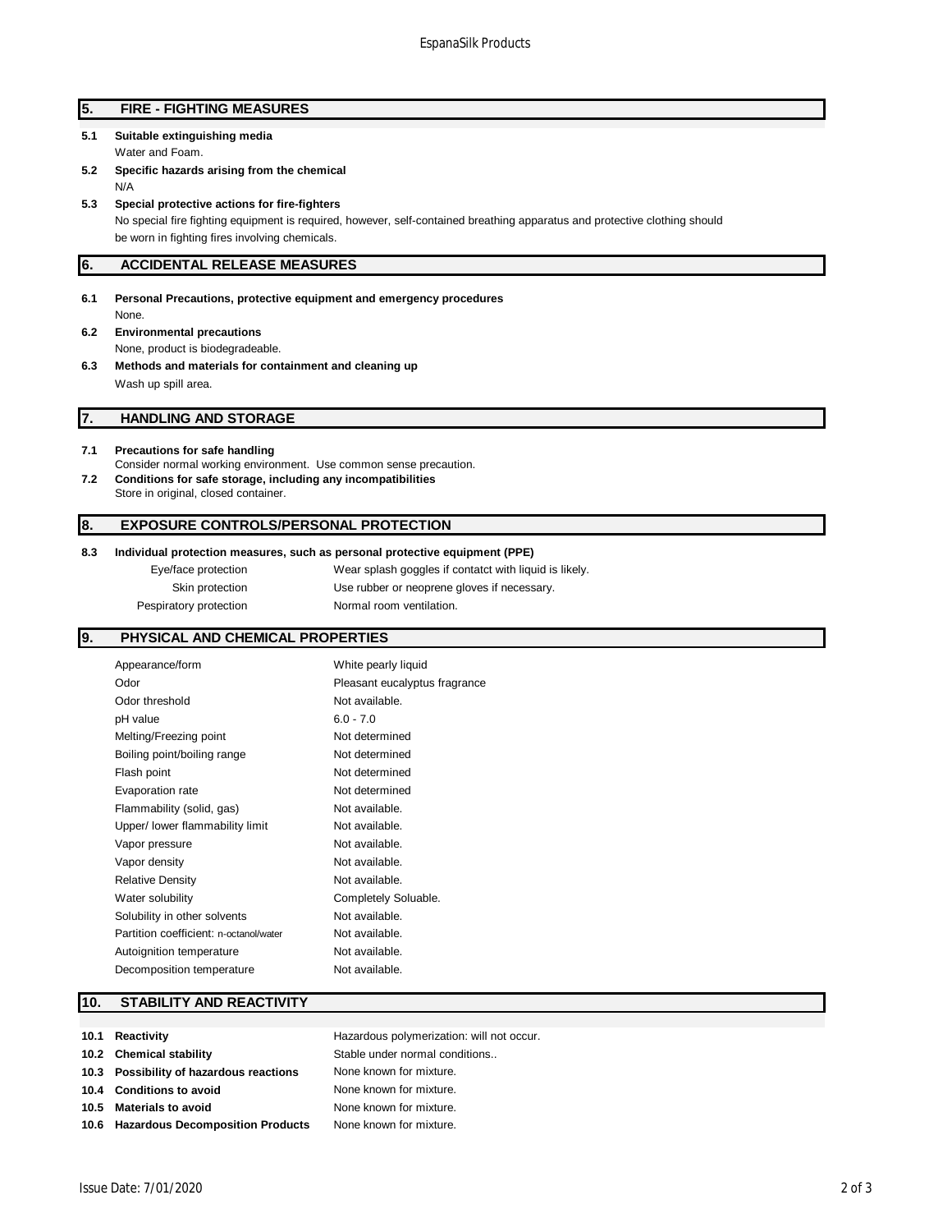## 5. FIRE - FIGHTING MEASURES

**5.1 Suitable extinguishing media**

Water and Foam.

**5.2 Specific hazards arising from the chemical**

N/A

**5.3 Special protective actions for fire-fighters**

No special fire fighting equipment is required, however, self-contained breathing apparatus and protective clothing should be worn in fighting fires involving chemicals.

## 6. ACCIDENTAL RELEASE MEASURES

**6.1 Personal Precautions, protective equipment and emergency procedures**

None.

**6.2 Environmental precautions**

None, product is biodegradeable.

**6.3 Methods and materials for containment and cleaning up**

Wash up spill area.

## 7. HANDLING AND STORAGE

**7.1 Precautions for safe handling**

Consider normal working environment. Use common sense precaution.

**7.2 Conditions for safe storage, including any incompatibilities**

Store in original, closed container.

## 8. EXPOSURE CONTROLS/PERSONAL PROTECTION

**8.3 Individual protection measures, such as personal protective equipment (PPE)**

| | |
|---|---|
| Eye/face protection | Wear splash goggles if contatct with liquid is likely. |
| Skin protection | Use rubber or neoprene gloves if necessary. |
| Pespiratory protection | Normal room ventilation. |

## 9. PHYSICAL AND CHEMICAL PROPERTIES

| | |
|---|---|
| Appearance/form | White pearly liquid |
| Odor | Pleasant eucalyptus fragrance |
| Odor threshold | Not available. |
| pH value | 6.0 - 7.0 |
| Melting/Freezing point | Not determined |
| Boiling point/boiling range | Not determined |
| Flash point | Not determined |
| Evaporation rate | Not determined |
| Flammability (solid, gas) | Not available. |
| Upper/ lower flammability limit | Not available. |
| Vapor pressure | Not available. |
| Vapor density | Not available. |
| Relative Density | Not available. |
| Water solubility | Completely Soluable. |
| Solubility in other solvents | Not available. |
| Partition coefficient: n-octanol/water | Not available. |
| Autoignition temperature | Not available. |
| Decomposition temperature | Not available. |

## 10. STABILITY AND REACTIVITY

| | |
|---|---|
| **10.1 Reactivity** | Hazardous polymerization: will not occur. |
| **10.2 Chemical stability** | Stable under normal conditions.. |
| **10.3 Possibility of hazardous reactions** | None known for mixture. |
| **10.4 Conditions to avoid** | None known for mixture. |
| **10.5 Materials to avoid** | None known for mixture. |
| **10.6 Hazardous Decomposition Products** | None known for mixture. |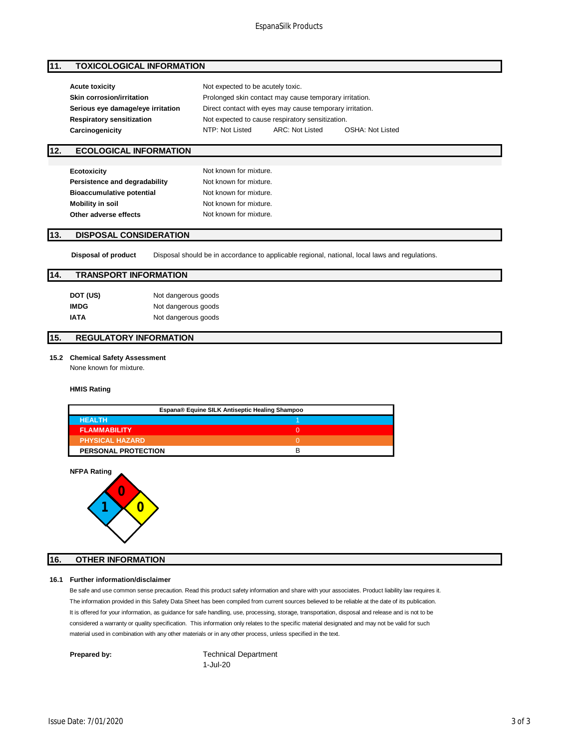## 11. TOXICOLOGICAL INFORMATION

| | |
|---|---|
| **Acute toxicity** | Not expected to be acutely toxic. |
| **Skin corrosion/irritation** | Prolonged skin contact may cause temporary irritation. |
| **Serious eye damage/eye irritation** | Direct contact with eyes may cause temporary irritation. |
| **Respiratory sensitization** | Not expected to cause respiratory sensitization. |
| **Carcinogenicity** | NTP: Not Listed ARC: Not Listed OSHA: Not Listed |

## 12. ECOLOGICAL INFORMATION

| | |
|---|---|
| **Ecotoxicity** | Not known for mixture. |
| **Persistence and degradability** | Not known for mixture. |
| **Bioaccumulative potential** | Not known for mixture. |
| **Mobility in soil** | Not known for mixture. |
| **Other adverse effects** | Not known for mixture. |

## 13. DISPOSAL CONSIDERATION

**Disposal of product** Disposal should be in accordance to applicable regional, national, local laws and regulations.

## 14. TRANSPORT INFORMATION

| | |
|---|---|
| **DOT (US)** | Not dangerous goods |
| **IMDG** | Not dangerous goods |
| **IATA** | Not dangerous goods |

## 15. REGULATORY INFORMATION

**15.2 Chemical Safety Assessment**

None known for mixture.

**HMIS Rating**

| Espana® Equine SILK Antiseptic Healing Shampoo | |
|---|---|
| HEALTH | 1 |
| FLAMMABILITY | 0 |
| PHYSICAL HAZARD | 0 |
| PERSONAL PROTECTION | B |

**NFPA Rating**

0

1 0

## 16. OTHER INFORMATION

**16.1 Further information/disclaimer**

Be safe and use common sense precaution. Read this product safety information and share with your associates. Product liability law requires it. The information provided in this Safety Data Sheet has been compiled from current sources believed to be reliable at the date of its publication. It is offered for your information, as guidance for safe handling, use, processing, storage, transportation, disposal and release and is not to be considered a warranty or quality specification. This information only relates to the specific material designated and may not be valid for such material used in combination with any other materials or in any other process, unless specified in the text.

**Prepared by:** Technical Department

1-Jul-20